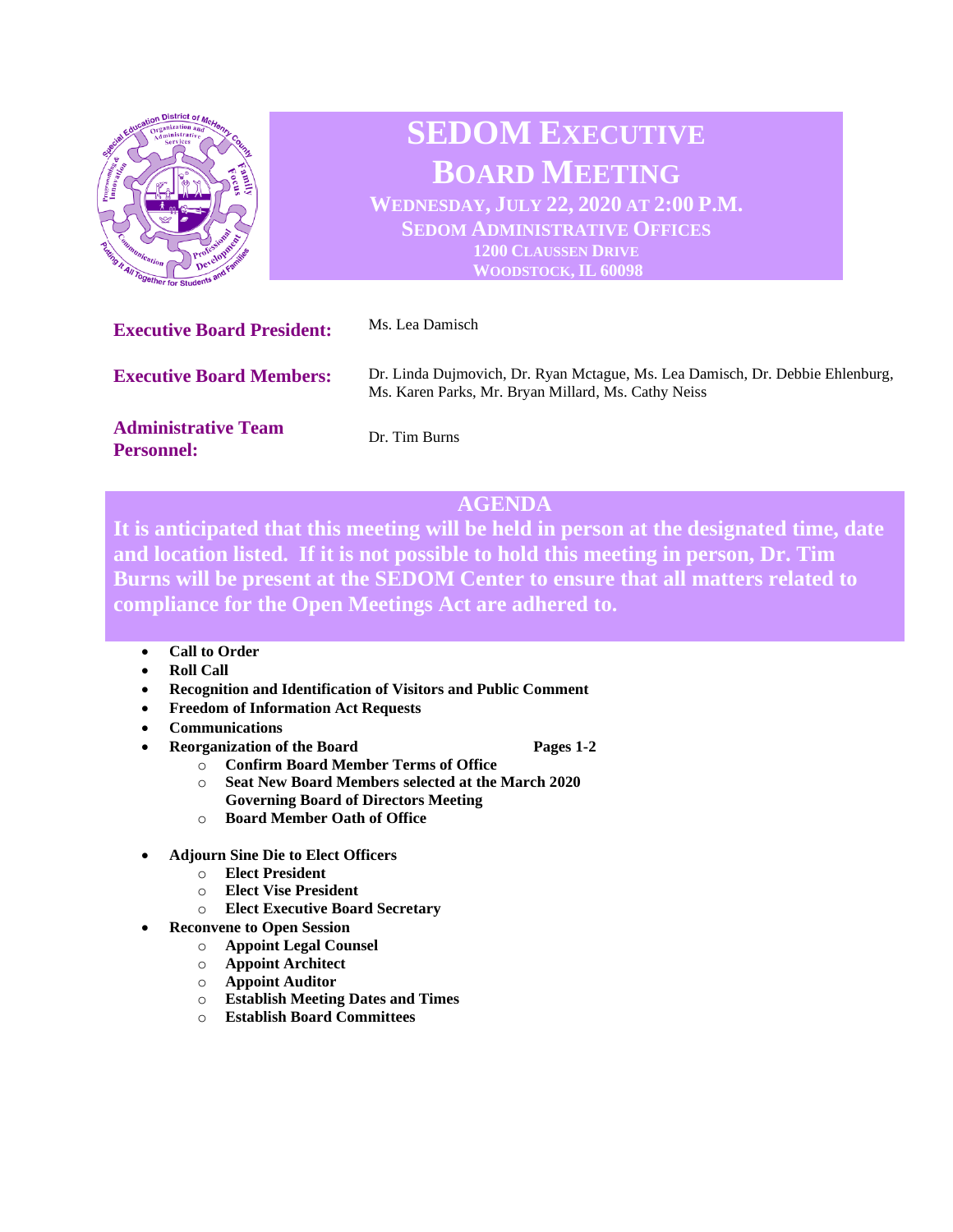# SEDOM EXECUTIVE BOARD MEETING

**WEDNESDAY, JULY 22, 2020 AT 2:00 P.M.**
**SEDOM ADMINISTRATIVE OFFICES**
**1200 CLAUSSEN DRIVE**
**WOODSTOCK, IL 60098**

**Executive Board President:** Ms. Lea Damisch

**Executive Board Members:** Dr. Linda Dujmovich, Dr. Ryan Mctague, Ms. Lea Damisch, Dr. Debbie Ehlenburg, Ms. Karen Parks, Mr. Bryan Millard, Ms. Cathy Neiss

**Administrative Team Personnel:** Dr. Tim Burns

## AGENDA

**It is anticipated that this meeting will be held in person at the designated time, date and location listed. If it is not possible to hold this meeting in person, Dr. Tim Burns will be present at the SEDOM Center to ensure that all matters related to compliance for the Open Meetings Act are adhered to.**

- **Call to Order**
- **Roll Call**
- **Recognition and Identification of Visitors and Public Comment**
- **Freedom of Information Act Requests**
- **Communications**
- **Reorganization of the Board** — **Pages 1-2**
  - **Confirm Board Member Terms of Office**
  - **Seat New Board Members selected at the March 2020 Governing Board of Directors Meeting**
  - **Board Member Oath of Office**
- **Adjourn Sine Die to Elect Officers**
  - **Elect President**
  - **Elect Vise President**
  - **Elect Executive Board Secretary**
- **Reconvene to Open Session**
  - **Appoint Legal Counsel**
  - **Appoint Architect**
  - **Appoint Auditor**
  - **Establish Meeting Dates and Times**
  - **Establish Board Committees**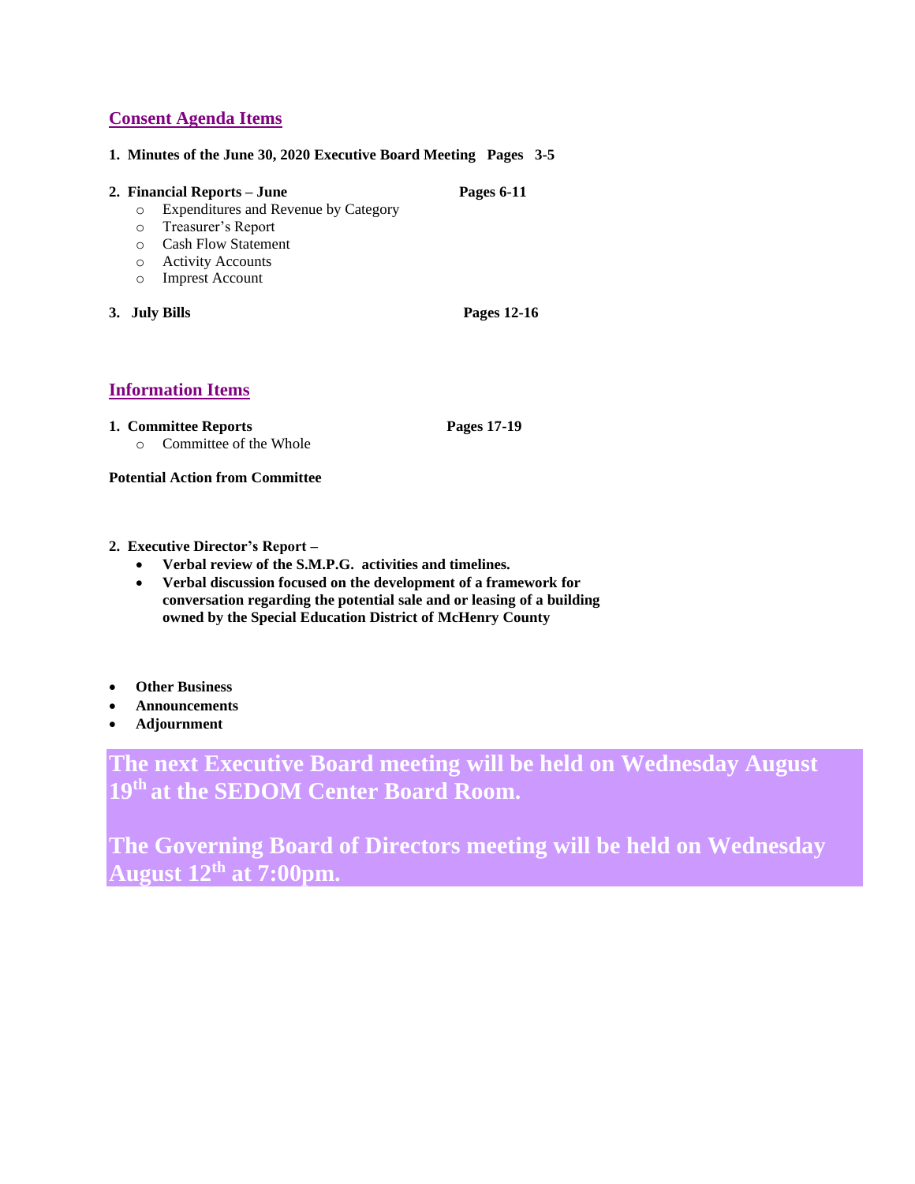## Consent Agenda Items

1. **Minutes of the June 30, 2020 Executive Board Meeting   Pages 3-5**

2. **Financial Reports – June   Pages 6-11**
   - Expenditures and Revenue by Category
   - Treasurer's Report
   - Cash Flow Statement
   - Activity Accounts
   - Imprest Account

3. **July Bills   Pages 12-16**

## Information Items

1. **Committee Reports   Pages 17-19**
   - Committee of the Whole

**Potential Action from Committee**

2. **Executive Director's Report –**
   - **Verbal review of the S.M.P.G. activities and timelines.**
   - **Verbal discussion focused on the development of a framework for conversation regarding the potential sale and or leasing of a building owned by the Special Education District of McHenry County**

- **Other Business**
- **Announcements**
- **Adjournment**

**The next Executive Board meeting will be held on Wednesday August 19th at the SEDOM Center Board Room.**

**The Governing Board of Directors meeting will be held on Wednesday August 12th at 7:00pm.**